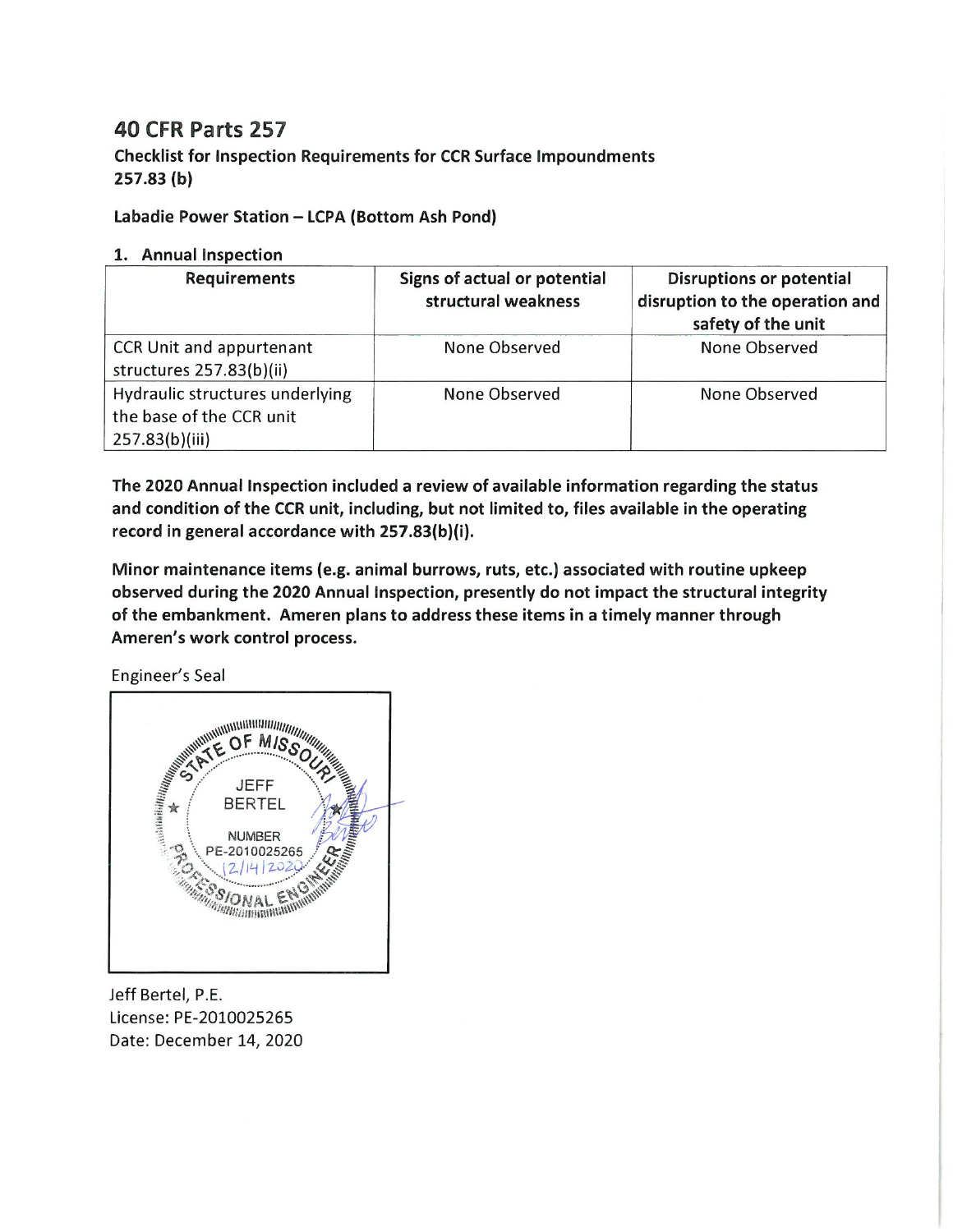# 40 CFR Parts 257

### Checklist for Inspection Requirements for CCR Surface Impoundments 257.83 (b)

**Labadie Power Station – LCPA (Bottom Ash Pond)**

**1. Annual Inspection**

| Requirements | Signs of actual or potential structural weakness | Disruptions or potential disruption to the operation and safety of the unit |
|---|---|---|
| CCR Unit and appurtenant structures 257.83(b)(ii) | None Observed | None Observed |
| Hydraulic structures underlying the base of the CCR unit 257.83(b)(iii) | None Observed | None Observed |

**The 2020 Annual Inspection included a review of available information regarding the status and condition of the CCR unit, including, but not limited to, files available in the operating record in general accordance with 257.83(b)(i).**

**Minor maintenance items (e.g. animal burrows, ruts, etc.) associated with routine upkeep observed during the 2020 Annual Inspection, presently do not impact the structural integrity of the embankment. Ameren plans to address these items in a timely manner through Ameren's work control process.**

Engineer's Seal

STATE OF MISSOURI
JEFF BERTEL
NUMBER PE-2010025265
12/14/2020
PROFESSIONAL ENGINEER

Jeff Bertel, P.E.
License: PE-2010025265
Date: December 14, 2020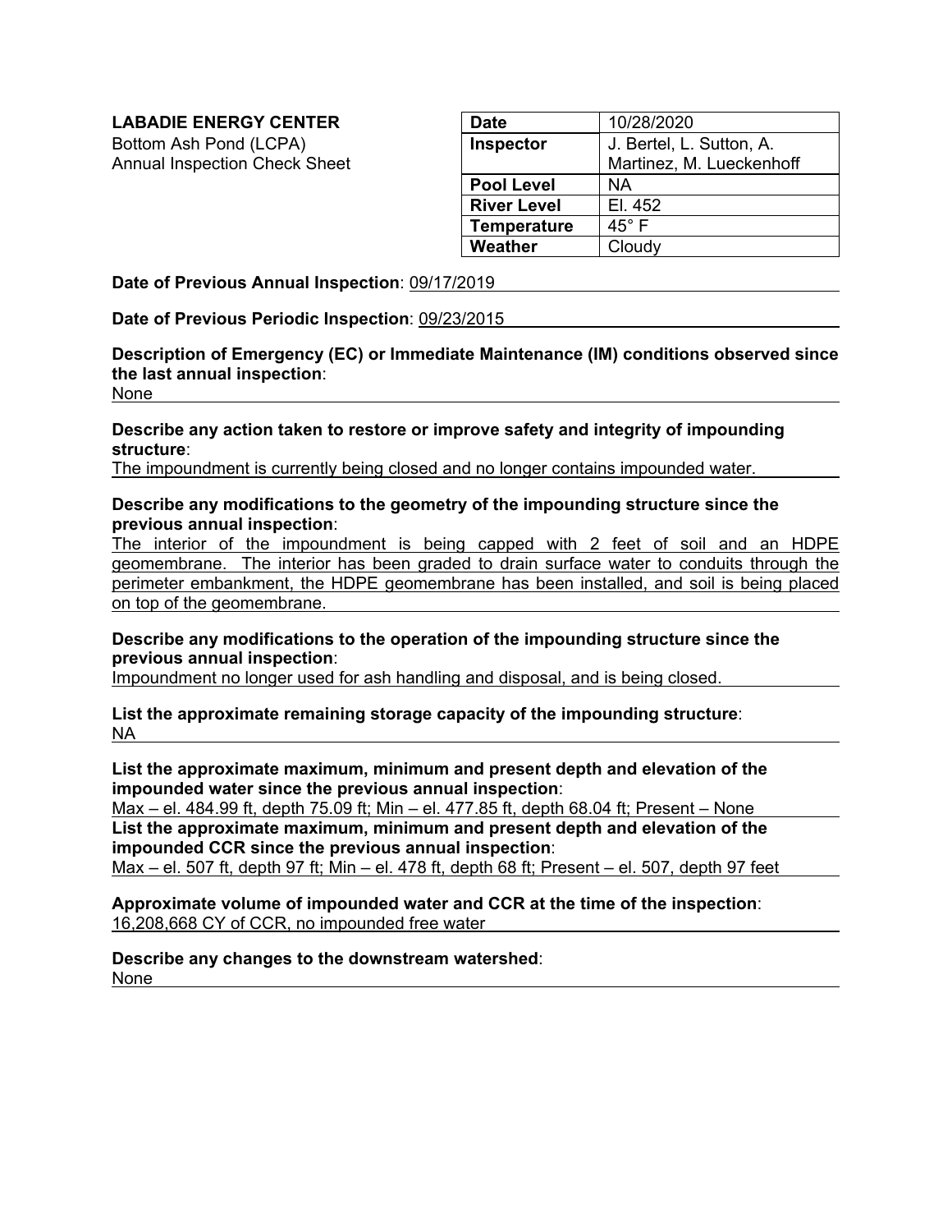**LABADIE ENERGY CENTER**
Bottom Ash Pond (LCPA)
Annual Inspection Check Sheet

| | |
|---|---|
| **Date** | 10/28/2020 |
| **Inspector** | J. Bertel, L. Sutton, A. Martinez, M. Lueckenhoff |
| **Pool Level** | NA |
| **River Level** | El. 452 |
| **Temperature** | 45° F |
| **Weather** | Cloudy |

**Date of Previous Annual Inspection**: 09/17/2019

**Date of Previous Periodic Inspection**: 09/23/2015

**Description of Emergency (EC) or Immediate Maintenance (IM) conditions observed since the last annual inspection**:
None

**Describe any action taken to restore or improve safety and integrity of impounding structure**:
The impoundment is currently being closed and no longer contains impounded water.

**Describe any modifications to the geometry of the impounding structure since the previous annual inspection**:
The interior of the impoundment is being capped with 2 feet of soil and an HDPE geomembrane. The interior has been graded to drain surface water to conduits through the perimeter embankment, the HDPE geomembrane has been installed, and soil is being placed on top of the geomembrane.

**Describe any modifications to the operation of the impounding structure since the previous annual inspection**:
Impoundment no longer used for ash handling and disposal, and is being closed.

**List the approximate remaining storage capacity of the impounding structure**:
NA

**List the approximate maximum, minimum and present depth and elevation of the impounded water since the previous annual inspection**:
Max – el. 484.99 ft, depth 75.09 ft; Min – el. 477.85 ft, depth 68.04 ft; Present – None

**List the approximate maximum, minimum and present depth and elevation of the impounded CCR since the previous annual inspection**:
Max – el. 507 ft, depth 97 ft; Min – el. 478 ft, depth 68 ft; Present – el. 507, depth 97 feet

**Approximate volume of impounded water and CCR at the time of the inspection**:
16,208,668 CY of CCR, no impounded free water

**Describe any changes to the downstream watershed**:
None